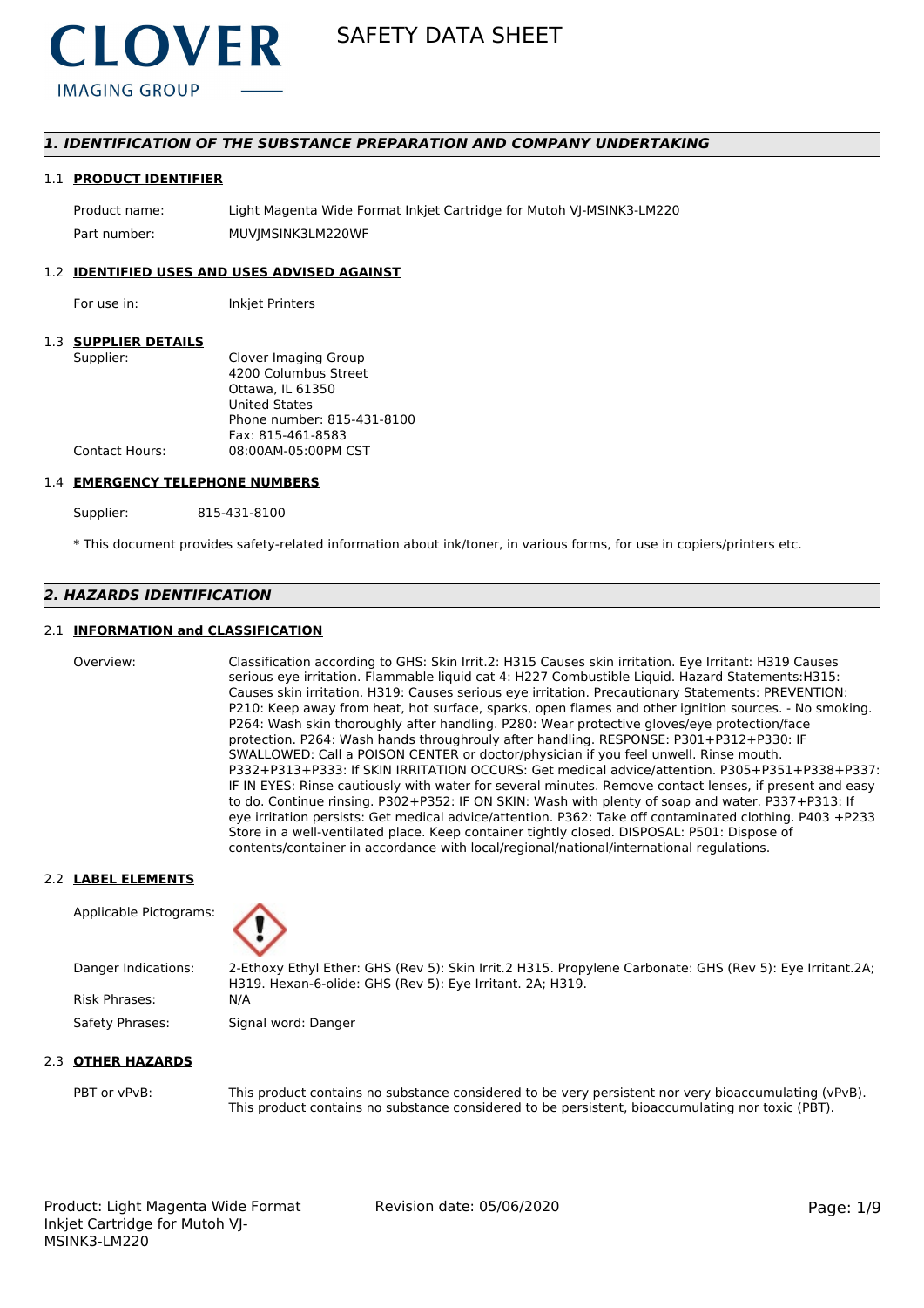**CLOVER**
IMAGING GROUP

# SAFETY DATA SHEET

## *1. IDENTIFICATION OF THE SUBSTANCE PREPARATION AND COMPANY UNDERTAKING*

### 1.1 PRODUCT IDENTIFIER

| | |
|---|---|
| Product name: | Light Magenta Wide Format Inkjet Cartridge for Mutoh VJ-MSINK3-LM220 |
| Part number: | MUVJMSINK3LM220WF |

### 1.2 IDENTIFIED USES AND USES ADVISED AGAINST

| | |
|---|---|
| For use in: | Inkjet Printers |

### 1.3 SUPPLIER DETAILS

| | |
|---|---|
| Supplier: | Clover Imaging Group<br>4200 Columbus Street<br>Ottawa, IL 61350<br>United States<br>Phone number: 815-431-8100<br>Fax: 815-461-8583 |
| Contact Hours: | 08:00AM-05:00PM CST |

### 1.4 EMERGENCY TELEPHONE NUMBERS

| | |
|---|---|
| Supplier: | 815-431-8100 |

* This document provides safety-related information about ink/toner, in various forms, for use in copiers/printers etc.

## *2. HAZARDS IDENTIFICATION*

### 2.1 INFORMATION and CLASSIFICATION

Overview: Classification according to GHS: Skin Irrit.2: H315 Causes skin irritation. Eye Irritant: H319 Causes serious eye irritation. Flammable liquid cat 4: H227 Combustible Liquid. Hazard Statements:H315: Causes skin irritation. H319: Causes serious eye irritation. Precautionary Statements: PREVENTION: P210: Keep away from heat, hot surface, sparks, open flames and other ignition sources. - No smoking. P264: Wash skin thoroughly after handling. P280: Wear protective gloves/eye protection/face protection. P264: Wash hands throughrouly after handling. RESPONSE: P301+P312+P330: IF SWALLOWED: Call a POISON CENTER or doctor/physician if you feel unwell. Rinse mouth. P332+P313+P333: If SKIN IRRITATION OCCURS: Get medical advice/attention. P305+P351+P338+P337: IF IN EYES: Rinse cautiously with water for several minutes. Remove contact lenses, if present and easy to do. Continue rinsing. P302+P352: IF ON SKIN: Wash with plenty of soap and water. P337+P313: If eye irritation persists: Get medical advice/attention. P362: Take off contaminated clothing. P403 +P233 Store in a well-ventilated place. Keep container tightly closed. DISPOSAL: P501: Dispose of contents/container in accordance with local/regional/national/international regulations.

### 2.2 LABEL ELEMENTS

| | |
|---|---|
| Applicable Pictograms: | |
| Danger Indications: | 2-Ethoxy Ethyl Ether: GHS (Rev 5): Skin Irrit.2 H315. Propylene Carbonate: GHS (Rev 5): Eye Irritant.2A; H319. Hexan-6-olide: GHS (Rev 5): Eye Irritant. 2A; H319. |
| Risk Phrases: | N/A |
| Safety Phrases: | Signal word: Danger |

### 2.3 OTHER HAZARDS

PBT or vPvB: This product contains no substance considered to be very persistent nor very bioaccumulating (vPvB). This product contains no substance considered to be persistent, bioaccumulating nor toxic (PBT).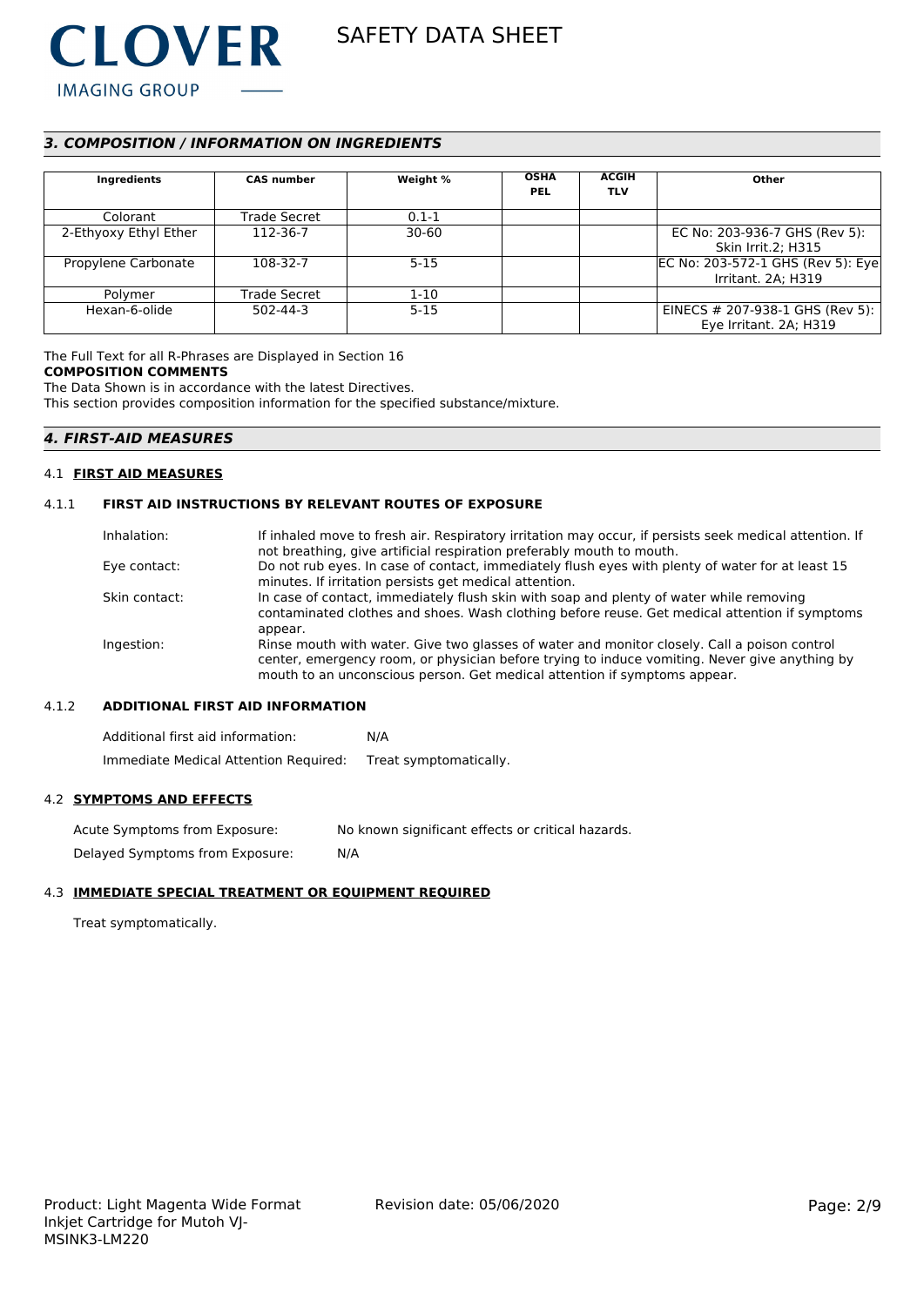## 3. COMPOSITION / INFORMATION ON INGREDIENTS

| Ingredients | CAS number | Weight % | OSHA PEL | ACGIH TLV | Other |
|---|---|---|---|---|---|
| Colorant | Trade Secret | 0.1-1 | | | |
| 2-Ethyoxy Ethyl Ether | 112-36-7 | 30-60 | | | EC No: 203-936-7 GHS (Rev 5): Skin Irrit.2; H315 |
| Propylene Carbonate | 108-32-7 | 5-15 | | | EC No: 203-572-1 GHS (Rev 5): Eye Irritant. 2A; H319 |
| Polymer | Trade Secret | 1-10 | | | |
| Hexan-6-olide | 502-44-3 | 5-15 | | | EINECS # 207-938-1 GHS (Rev 5): Eye Irritant. 2A; H319 |

The Full Text for all R-Phrases are Displayed in Section 16

**COMPOSITION COMMENTS**

The Data Shown is in accordance with the latest Directives.

This section provides composition information for the specified substance/mixture.

## 4. FIRST-AID MEASURES

### 4.1 FIRST AID MEASURES

#### 4.1.1 FIRST AID INSTRUCTIONS BY RELEVANT ROUTES OF EXPOSURE

Inhalation: If inhaled move to fresh air. Respiratory irritation may occur, if persists seek medical attention. If not breathing, give artificial respiration preferably mouth to mouth.

Eye contact: Do not rub eyes. In case of contact, immediately flush eyes with plenty of water for at least 15 minutes. If irritation persists get medical attention.

Skin contact: In case of contact, immediately flush skin with soap and plenty of water while removing contaminated clothes and shoes. Wash clothing before reuse. Get medical attention if symptoms appear.

Ingestion: Rinse mouth with water. Give two glasses of water and monitor closely. Call a poison control center, emergency room, or physician before trying to induce vomiting. Never give anything by mouth to an unconscious person. Get medical attention if symptoms appear.

#### 4.1.2 ADDITIONAL FIRST AID INFORMATION

Additional first aid information: N/A

Immediate Medical Attention Required: Treat symptomatically.

### 4.2 SYMPTOMS AND EFFECTS

Acute Symptoms from Exposure: No known significant effects or critical hazards.

Delayed Symptoms from Exposure: N/A

### 4.3 IMMEDIATE SPECIAL TREATMENT OR EQUIPMENT REQUIRED

Treat symptomatically.

Product: Light Magenta Wide Format Inkjet Cartridge for Mutoh VJ-MSINK3-LM220

Revision date: 05/06/2020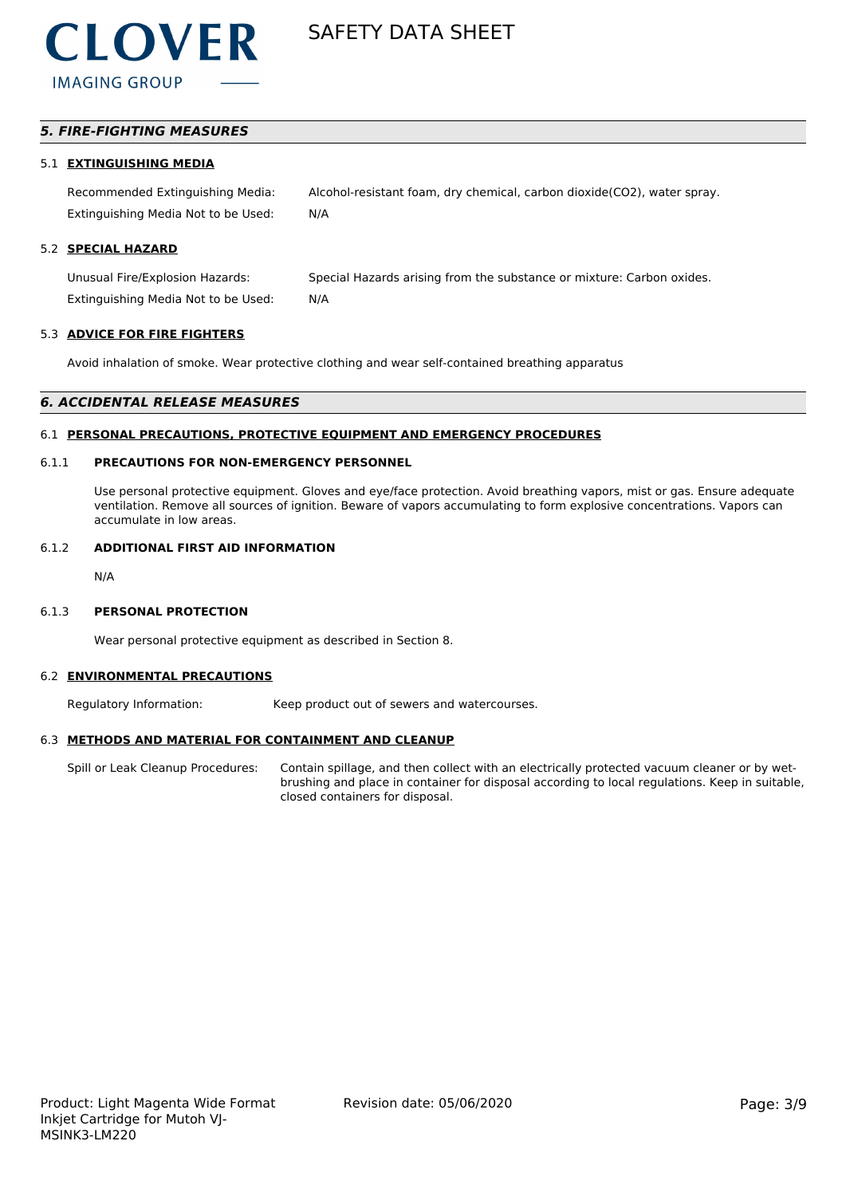## 5. FIRE-FIGHTING MEASURES

### 5.1 EXTINGUISHING MEDIA

Recommended Extinguishing Media: Alcohol-resistant foam, dry chemical, carbon dioxide($CO_2$), water spray.

Extinguishing Media Not to be Used: N/A

### 5.2 SPECIAL HAZARD

Unusual Fire/Explosion Hazards: Special Hazards arising from the substance or mixture: Carbon oxides.

Extinguishing Media Not to be Used: N/A

### 5.3 ADVICE FOR FIRE FIGHTERS

Avoid inhalation of smoke. Wear protective clothing and wear self-contained breathing apparatus

## 6. ACCIDENTAL RELEASE MEASURES

### 6.1 PERSONAL PRECAUTIONS, PROTECTIVE EQUIPMENT AND EMERGENCY PROCEDURES

#### 6.1.1 PRECAUTIONS FOR NON-EMERGENCY PERSONNEL

Use personal protective equipment. Gloves and eye/face protection. Avoid breathing vapors, mist or gas. Ensure adequate ventilation. Remove all sources of ignition. Beware of vapors accumulating to form explosive concentrations. Vapors can accumulate in low areas.

#### 6.1.2 ADDITIONAL FIRST AID INFORMATION

N/A

#### 6.1.3 PERSONAL PROTECTION

Wear personal protective equipment as described in Section 8.

### 6.2 ENVIRONMENTAL PRECAUTIONS

Regulatory Information: Keep product out of sewers and watercourses.

### 6.3 METHODS AND MATERIAL FOR CONTAINMENT AND CLEANUP

Spill or Leak Cleanup Procedures: Contain spillage, and then collect with an electrically protected vacuum cleaner or by wet-brushing and place in container for disposal according to local regulations. Keep in suitable, closed containers for disposal.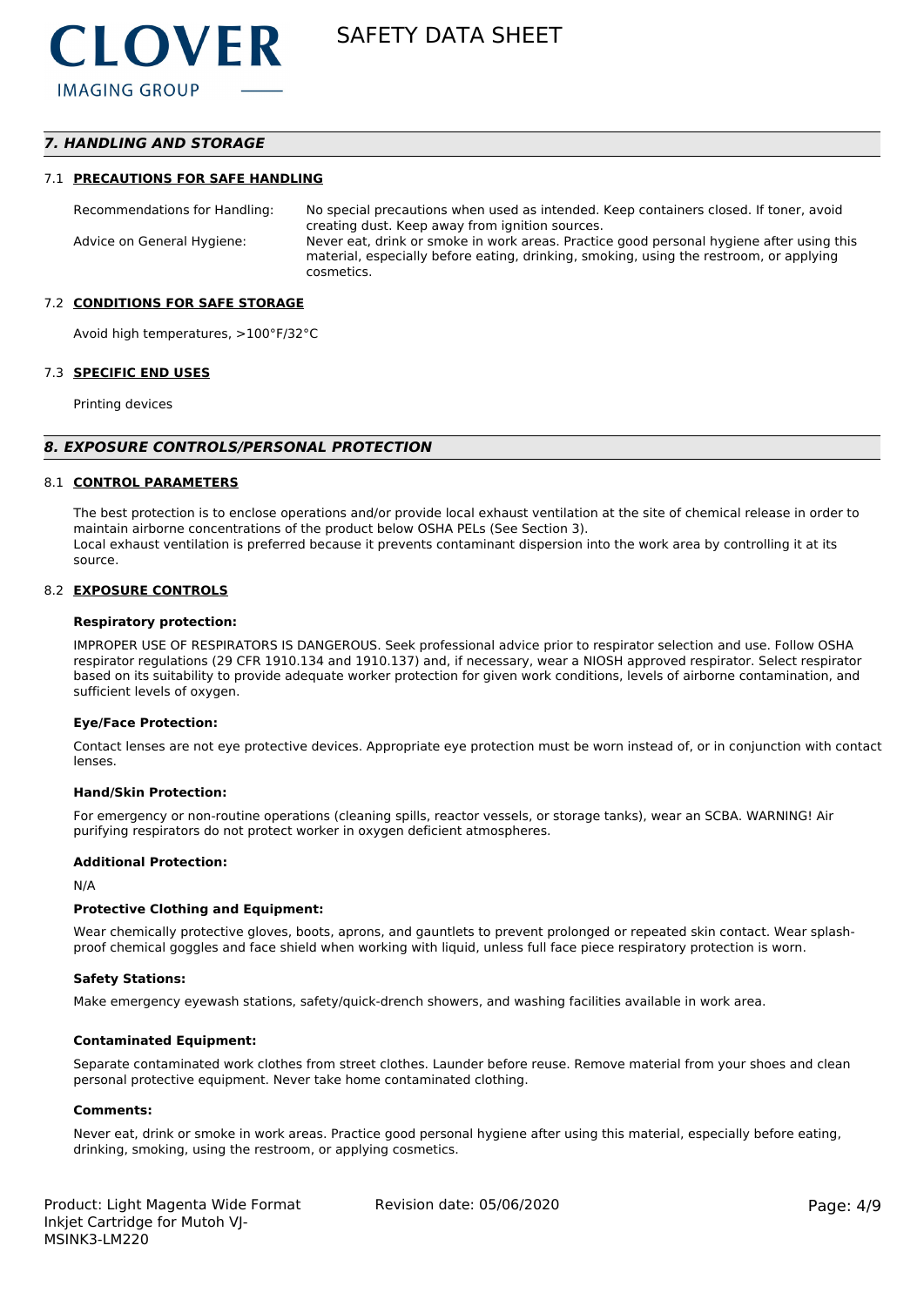## 7. HANDLING AND STORAGE

### 7.1 PRECAUTIONS FOR SAFE HANDLING

| | |
|---|---|
| Recommendations for Handling: | No special precautions when used as intended. Keep containers closed. If toner, avoid creating dust. Keep away from ignition sources. |
| Advice on General Hygiene: | Never eat, drink or smoke in work areas. Practice good personal hygiene after using this material, especially before eating, drinking, smoking, using the restroom, or applying cosmetics. |

### 7.2 CONDITIONS FOR SAFE STORAGE

Avoid high temperatures, >100°F/32°C

### 7.3 SPECIFIC END USES

Printing devices

## 8. EXPOSURE CONTROLS/PERSONAL PROTECTION

### 8.1 CONTROL PARAMETERS

The best protection is to enclose operations and/or provide local exhaust ventilation at the site of chemical release in order to maintain airborne concentrations of the product below OSHA PELs (See Section 3).
Local exhaust ventilation is preferred because it prevents contaminant dispersion into the work area by controlling it at its source.

### 8.2 EXPOSURE CONTROLS

**Respiratory protection:**

IMPROPER USE OF RESPIRATORS IS DANGEROUS. Seek professional advice prior to respirator selection and use. Follow OSHA respirator regulations (29 CFR 1910.134 and 1910.137) and, if necessary, wear a NIOSH approved respirator. Select respirator based on its suitability to provide adequate worker protection for given work conditions, levels of airborne contamination, and sufficient levels of oxygen.

**Eye/Face Protection:**

Contact lenses are not eye protective devices. Appropriate eye protection must be worn instead of, or in conjunction with contact lenses.

**Hand/Skin Protection:**

For emergency or non-routine operations (cleaning spills, reactor vessels, or storage tanks), wear an SCBA. WARNING! Air purifying respirators do not protect worker in oxygen deficient atmospheres.

**Additional Protection:**

N/A

**Protective Clothing and Equipment:**

Wear chemically protective gloves, boots, aprons, and gauntlets to prevent prolonged or repeated skin contact. Wear splash-proof chemical goggles and face shield when working with liquid, unless full face piece respiratory protection is worn.

**Safety Stations:**

Make emergency eyewash stations, safety/quick-drench showers, and washing facilities available in work area.

**Contaminated Equipment:**

Separate contaminated work clothes from street clothes. Launder before reuse. Remove material from your shoes and clean personal protective equipment. Never take home contaminated clothing.

**Comments:**

Never eat, drink or smoke in work areas. Practice good personal hygiene after using this material, especially before eating, drinking, smoking, using the restroom, or applying cosmetics.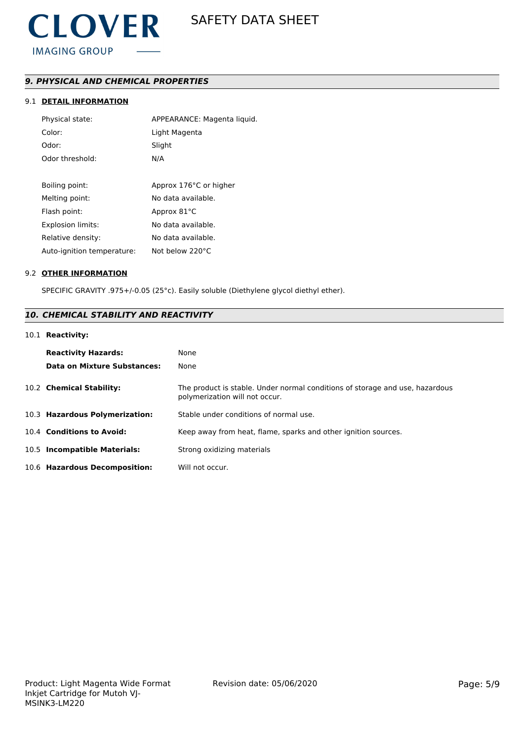## *9. PHYSICAL AND CHEMICAL PROPERTIES*

### 9.1 DETAIL INFORMATION

| | |
|---|---|
| Physical state: | APPEARANCE: Magenta liquid. |
| Color: | Light Magenta |
| Odor: | Slight |
| Odor threshold: | N/A |
| | |
| Boiling point: | Approx 176°C or higher |
| Melting point: | No data available. |
| Flash point: | Approx 81°C |
| Explosion limits: | No data available. |
| Relative density: | No data available. |
| Auto-ignition temperature: | Not below 220°C |

### 9.2 OTHER INFORMATION

SPECIFIC GRAVITY .975+/-0.05 (25°c). Easily soluble (Diethylene glycol diethyl ether).

## *10. CHEMICAL STABILITY AND REACTIVITY*

10.1 **Reactivity:**

| | |
|---|---|
| **Reactivity Hazards:** | None |
| **Data on Mixture Substances:** | None |

| | |
|---|---|
| 10.2 **Chemical Stability:** | The product is stable. Under normal conditions of storage and use, hazardous polymerization will not occur. |
| 10.3 **Hazardous Polymerization:** | Stable under conditions of normal use. |
| 10.4 **Conditions to Avoid:** | Keep away from heat, flame, sparks and other ignition sources. |
| 10.5 **Incompatible Materials:** | Strong oxidizing materials |
| 10.6 **Hazardous Decomposition:** | Will not occur. |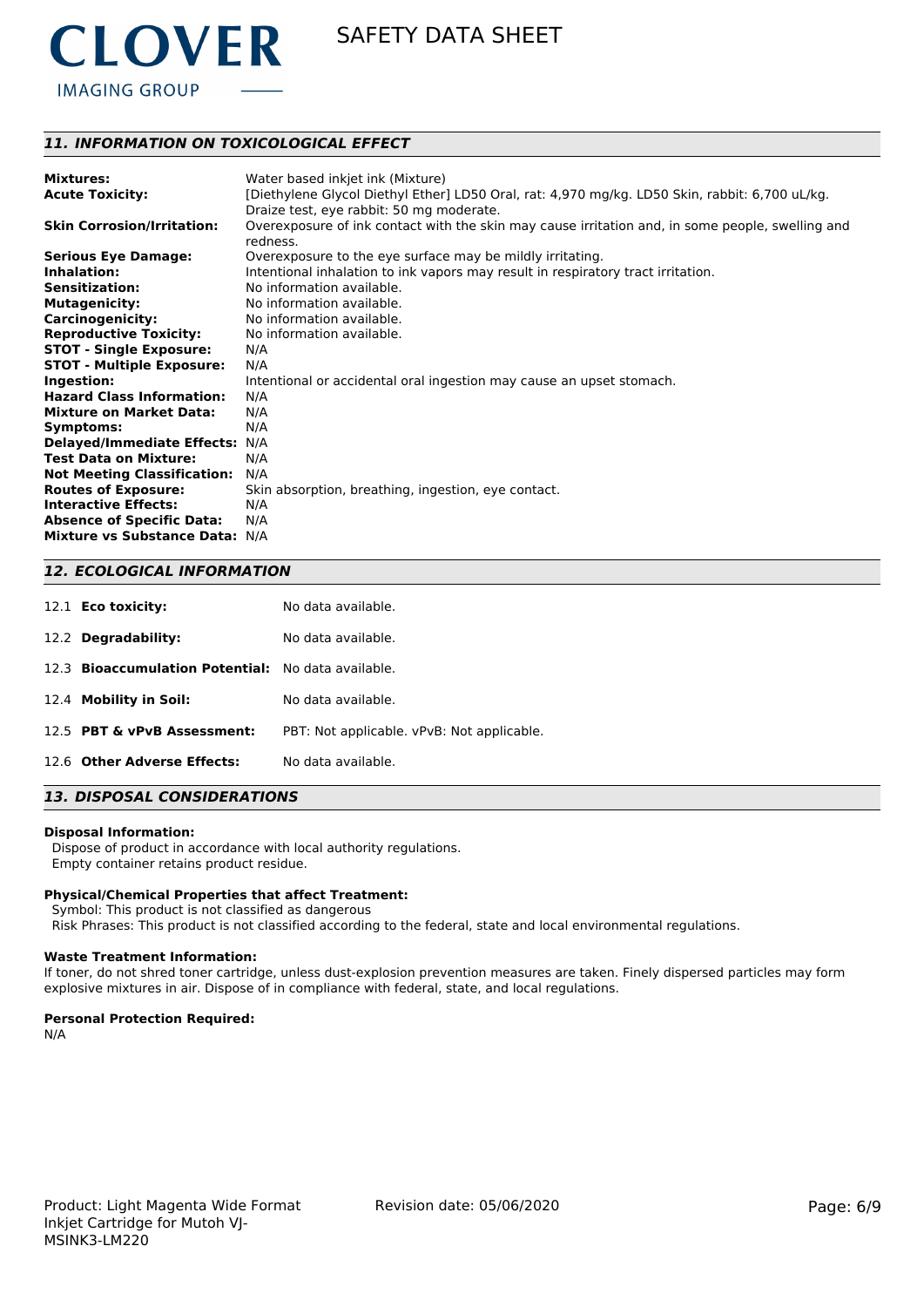## 11. INFORMATION ON TOXICOLOGICAL EFFECT

**Mixtures:** Water based inkjet ink (Mixture)
**Acute Toxicity:** [Diethylene Glycol Diethyl Ether] LD50 Oral, rat: 4,970 mg/kg. LD50 Skin, rabbit: 6,700 uL/kg. Draize test, eye rabbit: 50 mg moderate.
**Skin Corrosion/Irritation:** Overexposure of ink contact with the skin may cause irritation and, in some people, swelling and redness.
**Serious Eye Damage:** Overexposure to the eye surface may be mildly irritating.
**Inhalation:** Intentional inhalation to ink vapors may result in respiratory tract irritation.
**Sensitization:** No information available.
**Mutagenicity:** No information available.
**Carcinogenicity:** No information available.
**Reproductive Toxicity:** No information available.
**STOT - Single Exposure:** N/A
**STOT - Multiple Exposure:** N/A
**Ingestion:** Intentional or accidental oral ingestion may cause an upset stomach.
**Hazard Class Information:** N/A
**Mixture on Market Data:** N/A
**Symptoms:** N/A
**Delayed/Immediate Effects:** N/A
**Test Data on Mixture:** N/A
**Not Meeting Classification:** N/A
**Routes of Exposure:** Skin absorption, breathing, ingestion, eye contact.
**Interactive Effects:** N/A
**Absence of Specific Data:** N/A
**Mixture vs Substance Data:** N/A

## 12. ECOLOGICAL INFORMATION

12.1 **Eco toxicity:** No data available.

12.2 **Degradability:** No data available.

12.3 **Bioaccumulation Potential:** No data available.

12.4 **Mobility in Soil:** No data available.

12.5 **PBT & vPvB Assessment:** PBT: Not applicable. vPvB: Not applicable.

12.6 **Other Adverse Effects:** No data available.

## 13. DISPOSAL CONSIDERATIONS

**Disposal Information:**
Dispose of product in accordance with local authority regulations.
Empty container retains product residue.

**Physical/Chemical Properties that affect Treatment:**
Symbol: This product is not classified as dangerous
Risk Phrases: This product is not classified according to the federal, state and local environmental regulations.

**Waste Treatment Information:**
If toner, do not shred toner cartridge, unless dust-explosion prevention measures are taken. Finely dispersed particles may form explosive mixtures in air. Dispose of in compliance with federal, state, and local regulations.

**Personal Protection Required:**
N/A

Product: Light Magenta Wide Format Inkjet Cartridge for Mutoh VJ-MSINK3-LM220
Revision date: 05/06/2020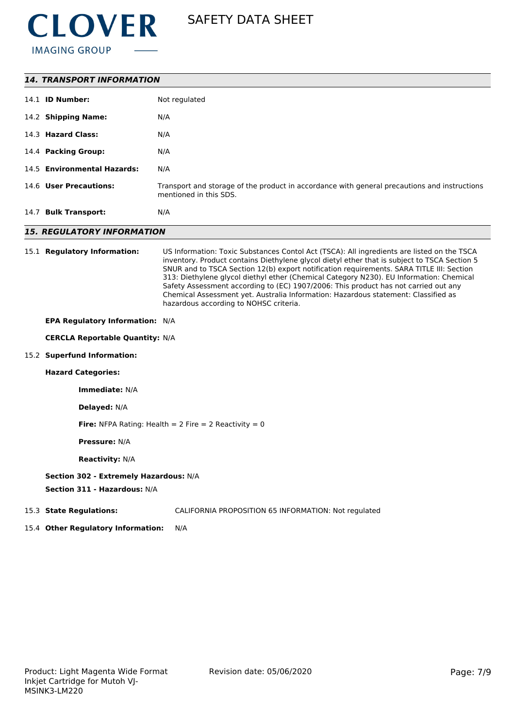## 14. TRANSPORT INFORMATION

| | |
|---|---|
| 14.1 **ID Number:** | Not regulated |
| 14.2 **Shipping Name:** | N/A |
| 14.3 **Hazard Class:** | N/A |
| 14.4 **Packing Group:** | N/A |
| 14.5 **Environmental Hazards:** | N/A |
| 14.6 **User Precautions:** | Transport and storage of the product in accordance with general precautions and instructions mentioned in this SDS. |
| 14.7 **Bulk Transport:** | N/A |

## 15. REGULATORY INFORMATION

15.1 **Regulatory Information:** US Information: Toxic Substances Contol Act (TSCA): All ingredients are listed on the TSCA inventory. Product contains Diethylene glycol dietyl ether that is subject to TSCA Section 5 SNUR and to TSCA Section 12(b) export notification requirements. SARA TITLE III: Section 313: Diethylene glycol diethyl ether (Chemical Category N230). EU Information: Chemical Safety Assessment according to (EC) 1907/2006: This product has not carried out any Chemical Assessment yet. Australia Information: Hazardous statement: Classified as hazardous according to NOHSC criteria.

**EPA Regulatory Information:** N/A

**CERCLA Reportable Quantity:** N/A

15.2 **Superfund Information:**

**Hazard Categories:**

**Immediate:** N/A

**Delayed:** N/A

**Fire:** NFPA Rating: Health = 2 Fire = 2 Reactivity = 0

**Pressure:** N/A

**Reactivity:** N/A

**Section 302 - Extremely Hazardous:** N/A

**Section 311 - Hazardous:** N/A

15.3 **State Regulations:** CALIFORNIA PROPOSITION 65 INFORMATION: Not regulated

15.4 **Other Regulatory Information:** N/A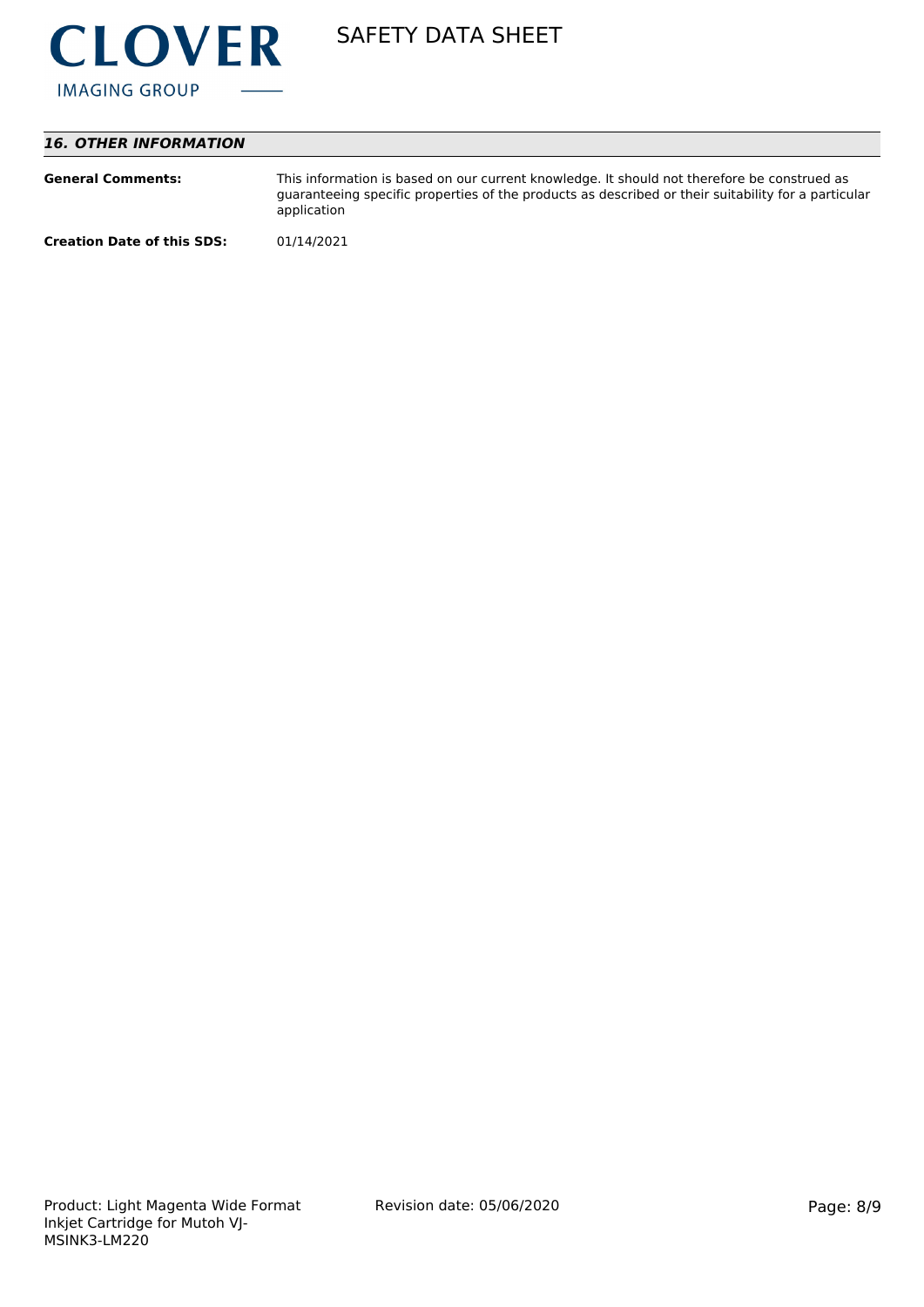## *16. OTHER INFORMATION*

**General Comments:** This information is based on our current knowledge. It should not therefore be construed as guaranteeing specific properties of the products as described or their suitability for a particular application

**Creation Date of this SDS:** 01/14/2021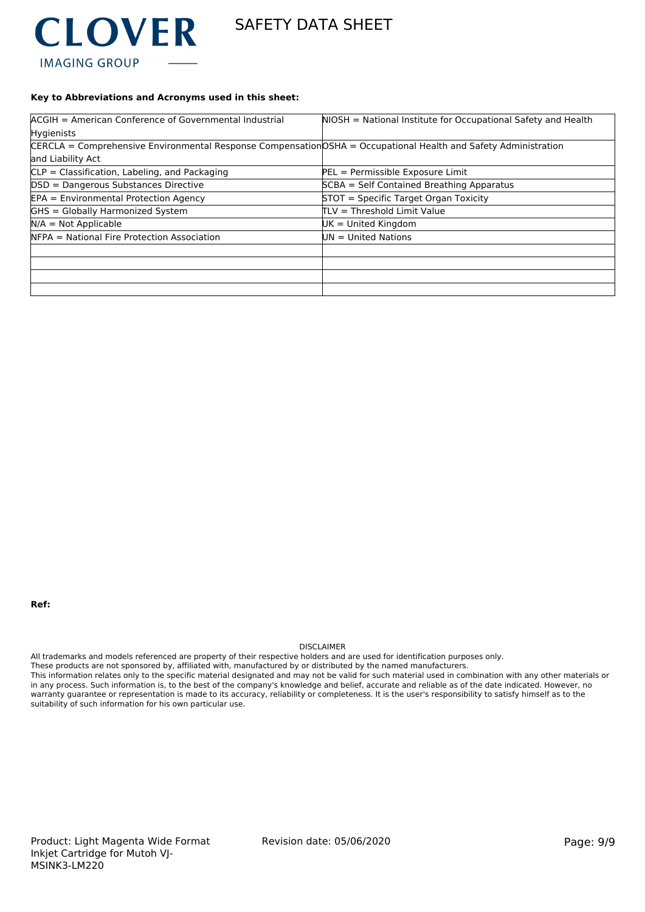**Key to Abbreviations and Acronyms used in this sheet:**

| | |
|---|---|
| ACGIH = American Conference of Governmental Industrial Hygienists | NIOSH = National Institute for Occupational Safety and Health |
| CERCLA = Comprehensive Environmental Response Compensation and Liability Act | OSHA = Occupational Health and Safety Administration |
| CLP = Classification, Labeling, and Packaging | PEL = Permissible Exposure Limit |
| DSD = Dangerous Substances Directive | SCBA = Self Contained Breathing Apparatus |
| EPA = Environmental Protection Agency | STOT = Specific Target Organ Toxicity |
| GHS = Globally Harmonized System | TLV = Threshold Limit Value |
| N/A = Not Applicable | UK = United Kingdom |
| NFPA = National Fire Protection Association | UN = United Nations |
| | |
| | |
| | |
| | |

**Ref:**

DISCLAIMER

All trademarks and models referenced are property of their respective holders and are used for identification purposes only.
These products are not sponsored by, affiliated with, manufactured by or distributed by the named manufacturers.
This information relates only to the specific material designated and may not be valid for such material used in combination with any other materials or in any process. Such information is, to the best of the company's knowledge and belief, accurate and reliable as of the date indicated. However, no warranty guarantee or representation is made to its accuracy, reliability or completeness. It is the user's responsibility to satisfy himself as to the suitability of such information for his own particular use.